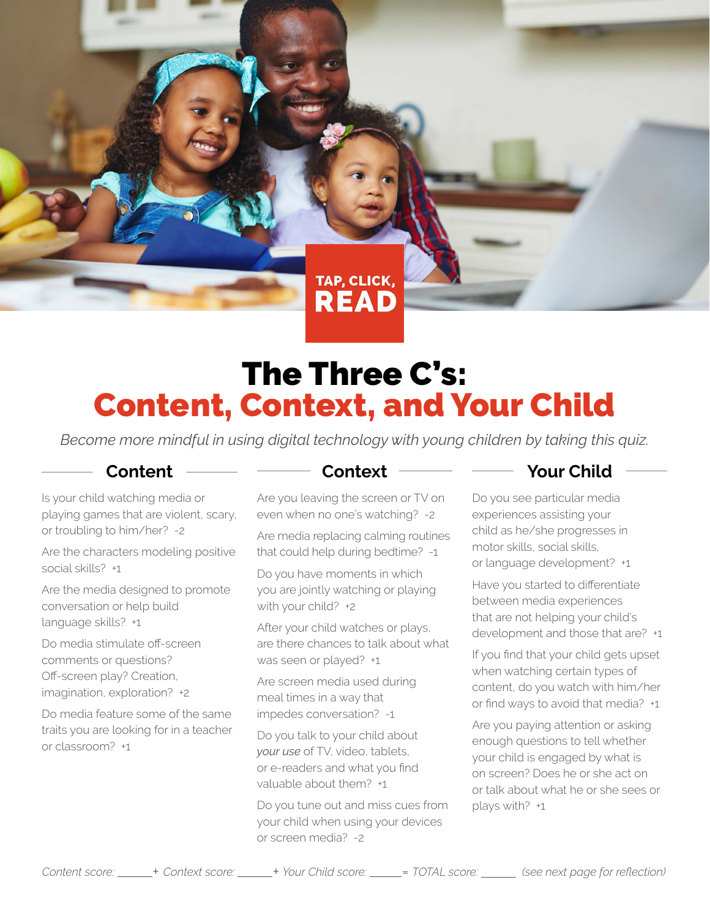TAP, CLICK, READ

# The Three C's: Content, Context, and Your Child

*Become more mindful in using digital technology with young children by taking this quiz.*

## Content

Is your child watching media or playing games that are violent, scary, or troubling to him/her? -2

Are the characters modeling positive social skills? +1

Are the media designed to promote conversation or help build language skills? +1

Do media stimulate off-screen comments or questions? Off-screen play? Creation, imagination, exploration? +2

Do media feature some of the same traits you are looking for in a teacher or classroom? +1

## Context

Are you leaving the screen or TV on even when no one's watching? -2

Are media replacing calming routines that could help during bedtime? -1

Do you have moments in which you are jointly watching or playing with your child? +2

After your child watches or plays, are there chances to talk about what was seen or played? +1

Are screen media used during meal times in a way that impedes conversation? -1

Do you talk to your child about *your use* of TV, video, tablets, or e-readers and what you find valuable about them? +1

Do you tune out and miss cues from your child when using your devices or screen media? -2

## Your Child

Do you see particular media experiences assisting your child as he/she progresses in motor skills, social skills, or language development? +1

Have you started to differentiate between media experiences that are not helping your child's development and those that are? +1

If you find that your child gets upset when watching certain types of content, do you watch with him/her or find ways to avoid that media? +1

Are you paying attention or asking enough questions to tell whether your child is engaged by what is on screen? Does he or she act on or talk about what he or she sees or plays with? +1

*Content score: ______ + Context score: ______ + Your Child score: ______ = TOTAL score: ______ (see next page for reflection)*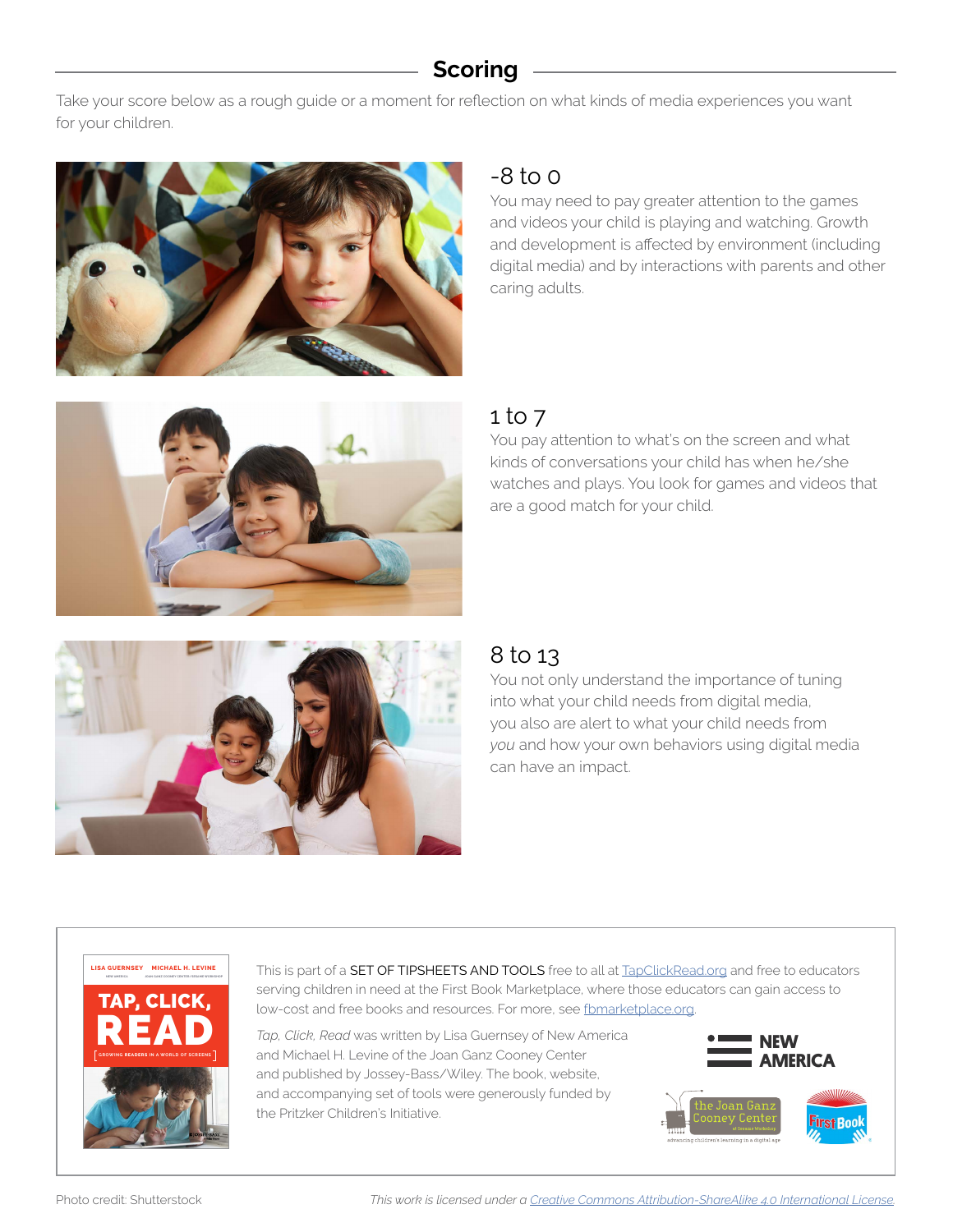## Scoring

Take your score below as a rough guide or a moment for reflection on what kinds of media experiences you want for your children.

### -8 to 0

You may need to pay greater attention to the games and videos your child is playing and watching. Growth and development is affected by environment (including digital media) and by interactions with parents and other caring adults.

### 1 to 7

You pay attention to what's on the screen and what kinds of conversations your child has when he/she watches and plays. You look for games and videos that are a good match for your child.

### 8 to 13

You not only understand the importance of tuning into what your child needs from digital media, you also are alert to what your child needs from *you* and how your own behaviors using digital media can have an impact.

---

This is part of a SET OF TIPSHEETS AND TOOLS free to all at [TapClickRead.org](TapClickRead.org) and free to educators serving children in need at the First Book Marketplace, where those educators can gain access to low-cost and free books and resources. For more, see [fbmarketplace.org](fbmarketplace.org).

*Tap, Click, Read* was written by Lisa Guernsey of New America and Michael H. Levine of the Joan Ganz Cooney Center and published by Jossey-Bass/Wiley. The book, website, and accompanying set of tools were generously funded by the Pritzker Children's Initiative.

Photo credit: Shutterstock

*This work is licensed under a [Creative Commons Attribution-ShareAlike 4.0 International License](Creative Commons Attribution-ShareAlike 4.0 International License).*